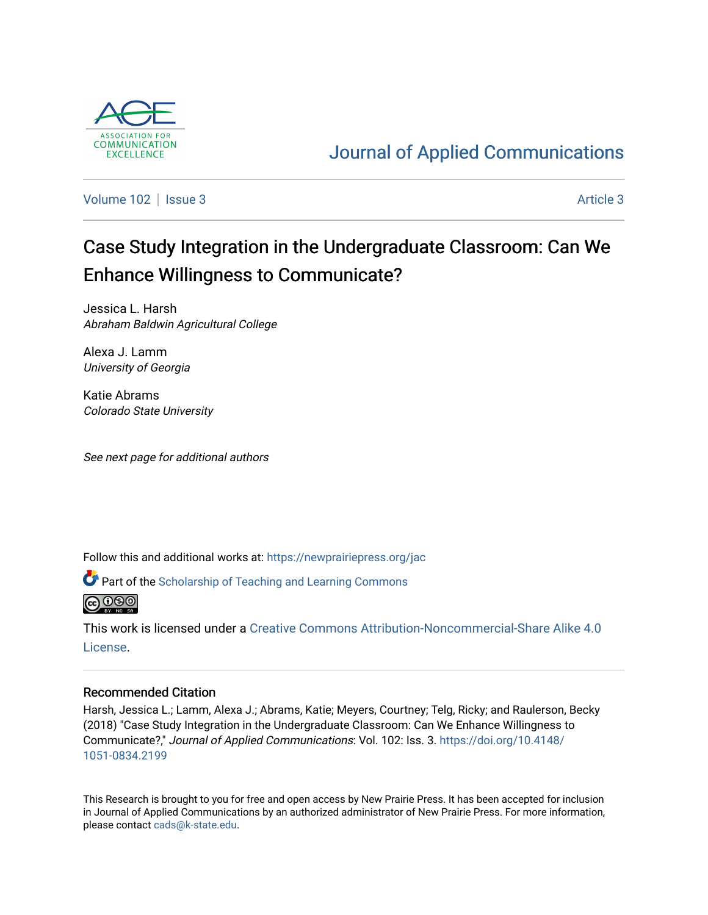Journal of Applied Communications

Volume 102 | Issue 3 Article 3

# Case Study Integration in the Undergraduate Classroom: Can We Enhance Willingness to Communicate?

Jessica L. Harsh
*Abraham Baldwin Agricultural College*

Alexa J. Lamm
*University of Georgia*

Katie Abrams
*Colorado State University*

*See next page for additional authors*

Follow this and additional works at: https://newprairiepress.org/jac

Part of the Scholarship of Teaching and Learning Commons

This work is licensed under a Creative Commons Attribution-Noncommercial-Share Alike 4.0 License.

## Recommended Citation

Harsh, Jessica L.; Lamm, Alexa J.; Abrams, Katie; Meyers, Courtney; Telg, Ricky; and Raulerson, Becky (2018) "Case Study Integration in the Undergraduate Classroom: Can We Enhance Willingness to Communicate?," *Journal of Applied Communications*: Vol. 102: Iss. 3. https://doi.org/10.4148/1051-0834.2199

This Research is brought to you for free and open access by New Prairie Press. It has been accepted for inclusion in Journal of Applied Communications by an authorized administrator of New Prairie Press. For more information, please contact cads@k-state.edu.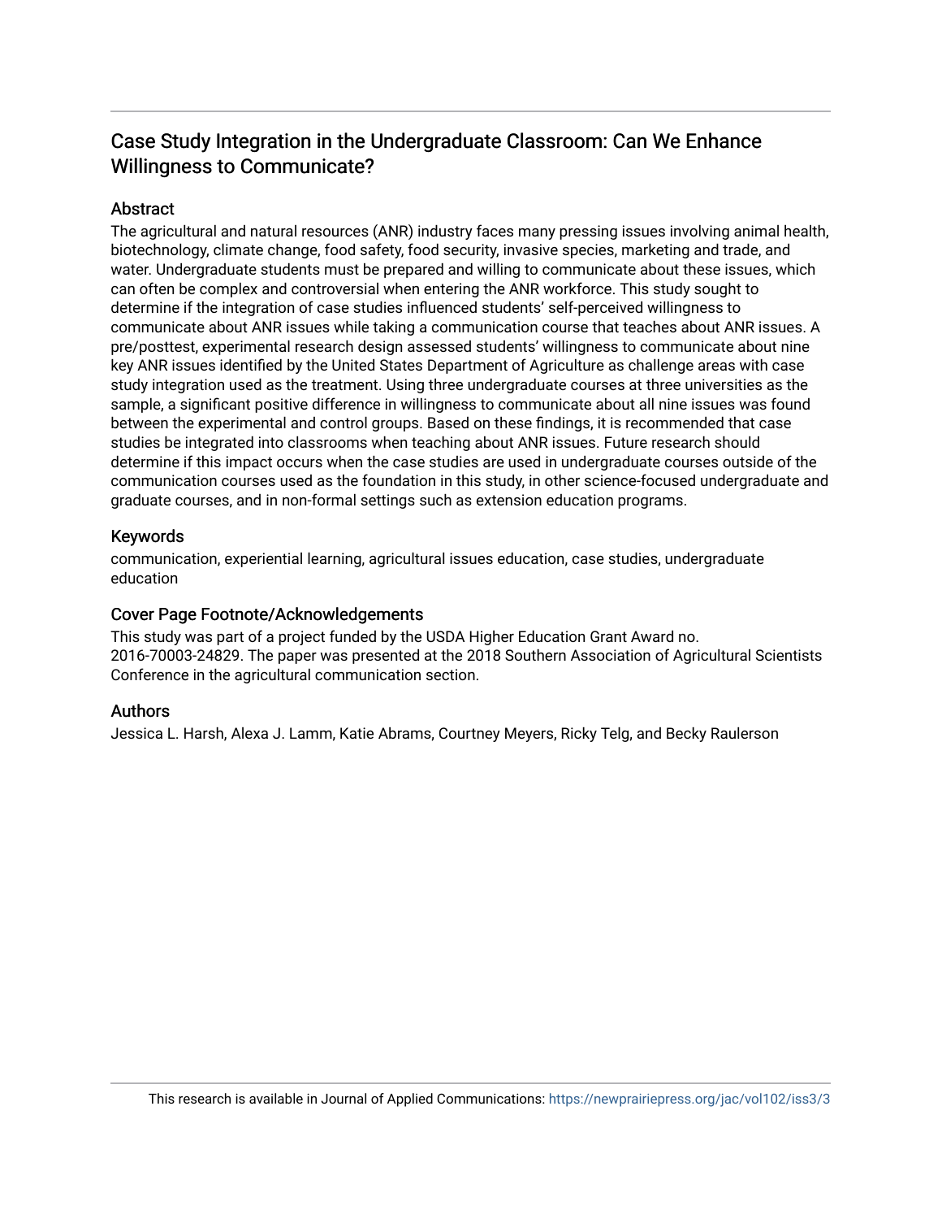# Case Study Integration in the Undergraduate Classroom: Can We Enhance Willingness to Communicate?

## Abstract

The agricultural and natural resources (ANR) industry faces many pressing issues involving animal health, biotechnology, climate change, food safety, food security, invasive species, marketing and trade, and water. Undergraduate students must be prepared and willing to communicate about these issues, which can often be complex and controversial when entering the ANR workforce. This study sought to determine if the integration of case studies influenced students' self-perceived willingness to communicate about ANR issues while taking a communication course that teaches about ANR issues. A pre/posttest, experimental research design assessed students' willingness to communicate about nine key ANR issues identified by the United States Department of Agriculture as challenge areas with case study integration used as the treatment. Using three undergraduate courses at three universities as the sample, a significant positive difference in willingness to communicate about all nine issues was found between the experimental and control groups. Based on these findings, it is recommended that case studies be integrated into classrooms when teaching about ANR issues. Future research should determine if this impact occurs when the case studies are used in undergraduate courses outside of the communication courses used as the foundation in this study, in other science-focused undergraduate and graduate courses, and in non-formal settings such as extension education programs.

## Keywords

communication, experiential learning, agricultural issues education, case studies, undergraduate education

## Cover Page Footnote/Acknowledgements

This study was part of a project funded by the USDA Higher Education Grant Award no. 2016-70003-24829. The paper was presented at the 2018 Southern Association of Agricultural Scientists Conference in the agricultural communication section.

## Authors

Jessica L. Harsh, Alexa J. Lamm, Katie Abrams, Courtney Meyers, Ricky Telg, and Becky Raulerson

This research is available in Journal of Applied Communications: https://newprairiepress.org/jac/vol102/iss3/3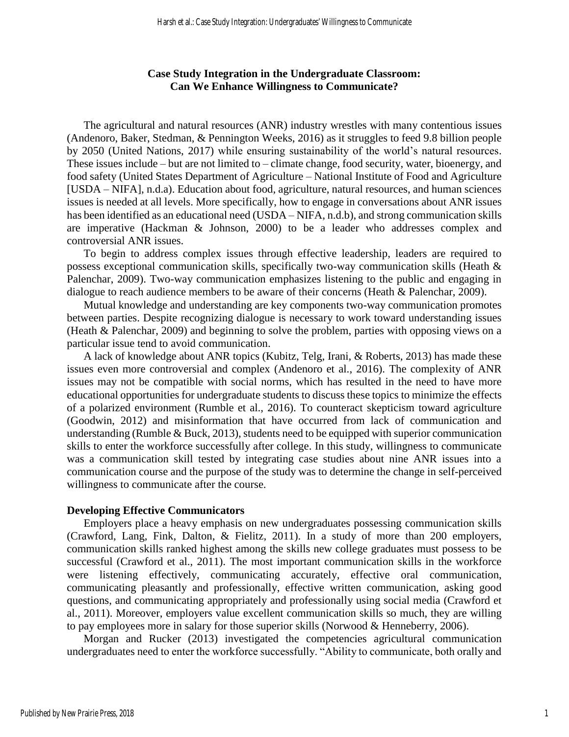## Case Study Integration in the Undergraduate Classroom: Can We Enhance Willingness to Communicate?

The agricultural and natural resources (ANR) industry wrestles with many contentious issues (Andenoro, Baker, Stedman, & Pennington Weeks, 2016) as it struggles to feed 9.8 billion people by 2050 (United Nations, 2017) while ensuring sustainability of the world's natural resources. These issues include – but are not limited to – climate change, food security, water, bioenergy, and food safety (United States Department of Agriculture – National Institute of Food and Agriculture [USDA – NIFA], n.d.a). Education about food, agriculture, natural resources, and human sciences issues is needed at all levels. More specifically, how to engage in conversations about ANR issues has been identified as an educational need (USDA – NIFA, n.d.b), and strong communication skills are imperative (Hackman & Johnson, 2000) to be a leader who addresses complex and controversial ANR issues.

To begin to address complex issues through effective leadership, leaders are required to possess exceptional communication skills, specifically two-way communication skills (Heath & Palenchar, 2009). Two-way communication emphasizes listening to the public and engaging in dialogue to reach audience members to be aware of their concerns (Heath & Palenchar, 2009).

Mutual knowledge and understanding are key components two-way communication promotes between parties. Despite recognizing dialogue is necessary to work toward understanding issues (Heath & Palenchar, 2009) and beginning to solve the problem, parties with opposing views on a particular issue tend to avoid communication.

A lack of knowledge about ANR topics (Kubitz, Telg, Irani, & Roberts, 2013) has made these issues even more controversial and complex (Andenoro et al., 2016). The complexity of ANR issues may not be compatible with social norms, which has resulted in the need to have more educational opportunities for undergraduate students to discuss these topics to minimize the effects of a polarized environment (Rumble et al., 2016). To counteract skepticism toward agriculture (Goodwin, 2012) and misinformation that have occurred from lack of communication and understanding (Rumble & Buck, 2013), students need to be equipped with superior communication skills to enter the workforce successfully after college. In this study, willingness to communicate was a communication skill tested by integrating case studies about nine ANR issues into a communication course and the purpose of the study was to determine the change in self-perceived willingness to communicate after the course.

### Developing Effective Communicators

Employers place a heavy emphasis on new undergraduates possessing communication skills (Crawford, Lang, Fink, Dalton, & Fielitz, 2011). In a study of more than 200 employers, communication skills ranked highest among the skills new college graduates must possess to be successful (Crawford et al., 2011). The most important communication skills in the workforce were listening effectively, communicating accurately, effective oral communication, communicating pleasantly and professionally, effective written communication, asking good questions, and communicating appropriately and professionally using social media (Crawford et al., 2011). Moreover, employers value excellent communication skills so much, they are willing to pay employees more in salary for those superior skills (Norwood & Henneberry, 2006).

Morgan and Rucker (2013) investigated the competencies agricultural communication undergraduates need to enter the workforce successfully. "Ability to communicate, both orally and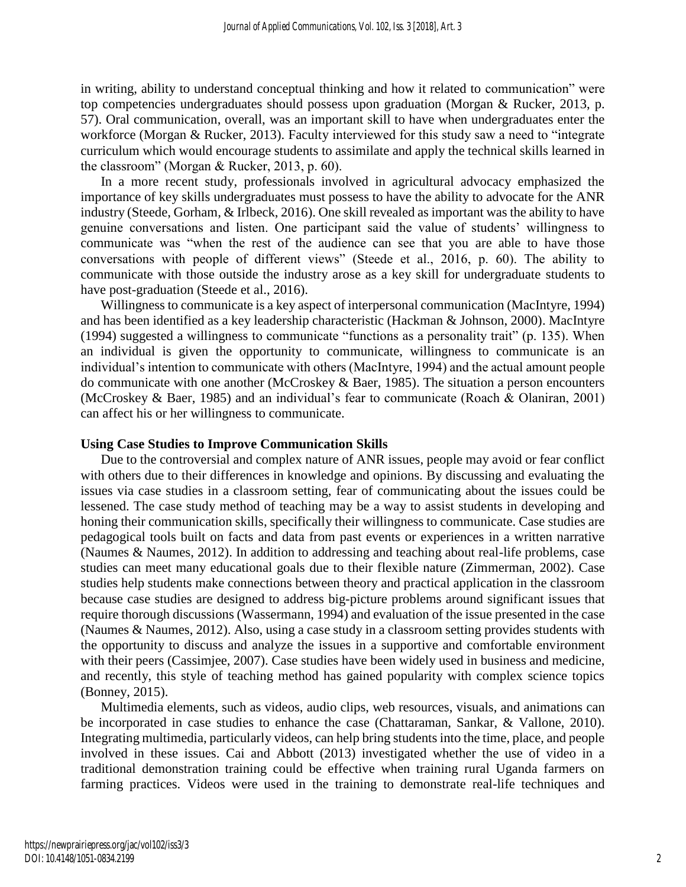in writing, ability to understand conceptual thinking and how it related to communication" were top competencies undergraduates should possess upon graduation (Morgan & Rucker, 2013, p. 57). Oral communication, overall, was an important skill to have when undergraduates enter the workforce (Morgan & Rucker, 2013). Faculty interviewed for this study saw a need to "integrate curriculum which would encourage students to assimilate and apply the technical skills learned in the classroom" (Morgan & Rucker, 2013, p. 60).

In a more recent study, professionals involved in agricultural advocacy emphasized the importance of key skills undergraduates must possess to have the ability to advocate for the ANR industry (Steede, Gorham, & Irlbeck, 2016). One skill revealed as important was the ability to have genuine conversations and listen. One participant said the value of students' willingness to communicate was "when the rest of the audience can see that you are able to have those conversations with people of different views" (Steede et al., 2016, p. 60). The ability to communicate with those outside the industry arose as a key skill for undergraduate students to have post-graduation (Steede et al., 2016).

Willingness to communicate is a key aspect of interpersonal communication (MacIntyre, 1994) and has been identified as a key leadership characteristic (Hackman & Johnson, 2000). MacIntyre (1994) suggested a willingness to communicate "functions as a personality trait" (p. 135). When an individual is given the opportunity to communicate, willingness to communicate is an individual's intention to communicate with others (MacIntyre, 1994) and the actual amount people do communicate with one another (McCroskey & Baer, 1985). The situation a person encounters (McCroskey & Baer, 1985) and an individual's fear to communicate (Roach & Olaniran, 2001) can affect his or her willingness to communicate.

**Using Case Studies to Improve Communication Skills**

Due to the controversial and complex nature of ANR issues, people may avoid or fear conflict with others due to their differences in knowledge and opinions. By discussing and evaluating the issues via case studies in a classroom setting, fear of communicating about the issues could be lessened. The case study method of teaching may be a way to assist students in developing and honing their communication skills, specifically their willingness to communicate. Case studies are pedagogical tools built on facts and data from past events or experiences in a written narrative (Naumes & Naumes, 2012). In addition to addressing and teaching about real-life problems, case studies can meet many educational goals due to their flexible nature (Zimmerman, 2002). Case studies help students make connections between theory and practical application in the classroom because case studies are designed to address big-picture problems around significant issues that require thorough discussions (Wassermann, 1994) and evaluation of the issue presented in the case (Naumes & Naumes, 2012). Also, using a case study in a classroom setting provides students with the opportunity to discuss and analyze the issues in a supportive and comfortable environment with their peers (Cassimjee, 2007). Case studies have been widely used in business and medicine, and recently, this style of teaching method has gained popularity with complex science topics (Bonney, 2015).

Multimedia elements, such as videos, audio clips, web resources, visuals, and animations can be incorporated in case studies to enhance the case (Chattaraman, Sankar, & Vallone, 2010). Integrating multimedia, particularly videos, can help bring students into the time, place, and people involved in these issues. Cai and Abbott (2013) investigated whether the use of video in a traditional demonstration training could be effective when training rural Uganda farmers on farming practices. Videos were used in the training to demonstrate real-life techniques and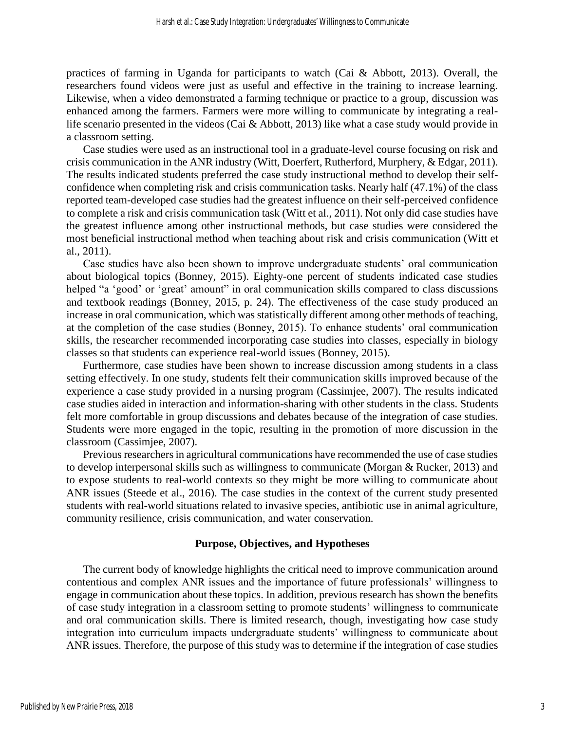practices of farming in Uganda for participants to watch (Cai & Abbott, 2013). Overall, the researchers found videos were just as useful and effective in the training to increase learning. Likewise, when a video demonstrated a farming technique or practice to a group, discussion was enhanced among the farmers. Farmers were more willing to communicate by integrating a real-life scenario presented in the videos (Cai & Abbott, 2013) like what a case study would provide in a classroom setting.

Case studies were used as an instructional tool in a graduate-level course focusing on risk and crisis communication in the ANR industry (Witt, Doerfert, Rutherford, Murphery, & Edgar, 2011). The results indicated students preferred the case study instructional method to develop their self-confidence when completing risk and crisis communication tasks. Nearly half (47.1%) of the class reported team-developed case studies had the greatest influence on their self-perceived confidence to complete a risk and crisis communication task (Witt et al., 2011). Not only did case studies have the greatest influence among other instructional methods, but case studies were considered the most beneficial instructional method when teaching about risk and crisis communication (Witt et al., 2011).

Case studies have also been shown to improve undergraduate students' oral communication about biological topics (Bonney, 2015). Eighty-one percent of students indicated case studies helped "a 'good' or 'great' amount" in oral communication skills compared to class discussions and textbook readings (Bonney, 2015, p. 24). The effectiveness of the case study produced an increase in oral communication, which was statistically different among other methods of teaching, at the completion of the case studies (Bonney, 2015). To enhance students' oral communication skills, the researcher recommended incorporating case studies into classes, especially in biology classes so that students can experience real-world issues (Bonney, 2015).

Furthermore, case studies have been shown to increase discussion among students in a class setting effectively. In one study, students felt their communication skills improved because of the experience a case study provided in a nursing program (Cassimjee, 2007). The results indicated case studies aided in interaction and information-sharing with other students in the class. Students felt more comfortable in group discussions and debates because of the integration of case studies. Students were more engaged in the topic, resulting in the promotion of more discussion in the classroom (Cassimjee, 2007).

Previous researchers in agricultural communications have recommended the use of case studies to develop interpersonal skills such as willingness to communicate (Morgan & Rucker, 2013) and to expose students to real-world contexts so they might be more willing to communicate about ANR issues (Steede et al., 2016). The case studies in the context of the current study presented students with real-world situations related to invasive species, antibiotic use in animal agriculture, community resilience, crisis communication, and water conservation.

## Purpose, Objectives, and Hypotheses

The current body of knowledge highlights the critical need to improve communication around contentious and complex ANR issues and the importance of future professionals' willingness to engage in communication about these topics. In addition, previous research has shown the benefits of case study integration in a classroom setting to promote students' willingness to communicate and oral communication skills. There is limited research, though, investigating how case study integration into curriculum impacts undergraduate students' willingness to communicate about ANR issues. Therefore, the purpose of this study was to determine if the integration of case studies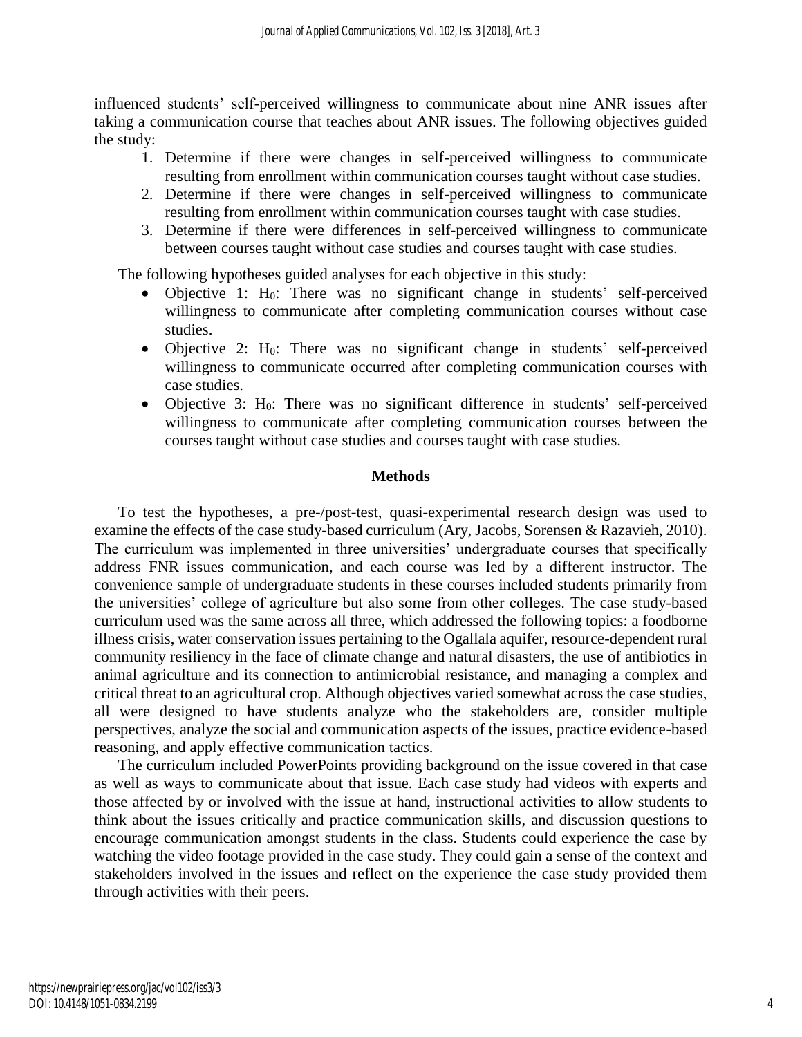influenced students' self-perceived willingness to communicate about nine ANR issues after taking a communication course that teaches about ANR issues. The following objectives guided the study:

1. Determine if there were changes in self-perceived willingness to communicate resulting from enrollment within communication courses taught without case studies.
2. Determine if there were changes in self-perceived willingness to communicate resulting from enrollment within communication courses taught with case studies.
3. Determine if there were differences in self-perceived willingness to communicate between courses taught without case studies and courses taught with case studies.

The following hypotheses guided analyses for each objective in this study:

- Objective 1: $H_0$: There was no significant change in students' self-perceived willingness to communicate after completing communication courses without case studies.
- Objective 2: $H_0$: There was no significant change in students' self-perceived willingness to communicate occurred after completing communication courses with case studies.
- Objective 3: $H_0$: There was no significant difference in students' self-perceived willingness to communicate after completing communication courses between the courses taught without case studies and courses taught with case studies.

## Methods

To test the hypotheses, a pre-/post-test, quasi-experimental research design was used to examine the effects of the case study-based curriculum (Ary, Jacobs, Sorensen & Razavieh, 2010). The curriculum was implemented in three universities' undergraduate courses that specifically address FNR issues communication, and each course was led by a different instructor. The convenience sample of undergraduate students in these courses included students primarily from the universities' college of agriculture but also some from other colleges. The case study-based curriculum used was the same across all three, which addressed the following topics: a foodborne illness crisis, water conservation issues pertaining to the Ogallala aquifer, resource-dependent rural community resiliency in the face of climate change and natural disasters, the use of antibiotics in animal agriculture and its connection to antimicrobial resistance, and managing a complex and critical threat to an agricultural crop. Although objectives varied somewhat across the case studies, all were designed to have students analyze who the stakeholders are, consider multiple perspectives, analyze the social and communication aspects of the issues, practice evidence-based reasoning, and apply effective communication tactics.

The curriculum included PowerPoints providing background on the issue covered in that case as well as ways to communicate about that issue. Each case study had videos with experts and those affected by or involved with the issue at hand, instructional activities to allow students to think about the issues critically and practice communication skills, and discussion questions to encourage communication amongst students in the class. Students could experience the case by watching the video footage provided in the case study. They could gain a sense of the context and stakeholders involved in the issues and reflect on the experience the case study provided them through activities with their peers.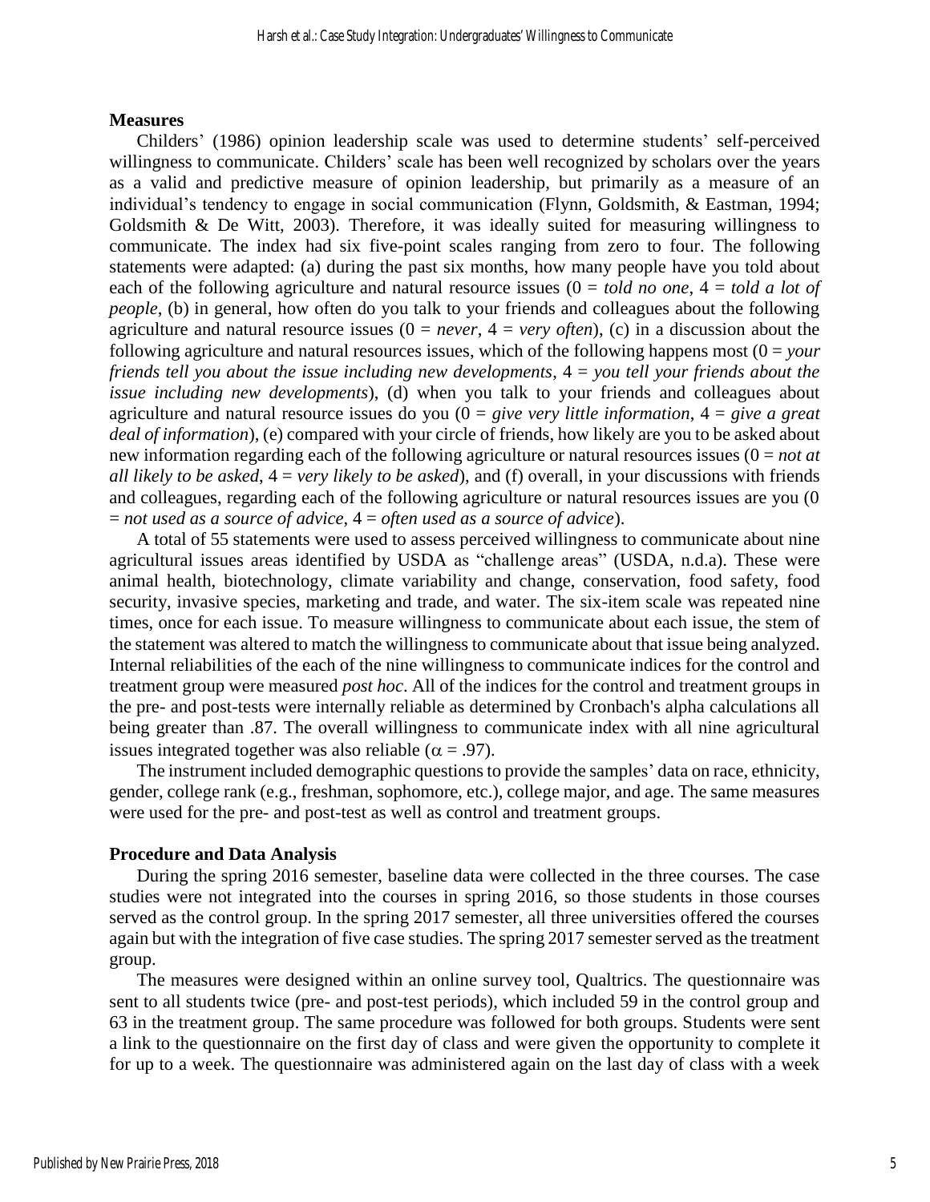### Measures

Childers' (1986) opinion leadership scale was used to determine students' self-perceived willingness to communicate. Childers' scale has been well recognized by scholars over the years as a valid and predictive measure of opinion leadership, but primarily as a measure of an individual's tendency to engage in social communication (Flynn, Goldsmith, & Eastman, 1994; Goldsmith & De Witt, 2003). Therefore, it was ideally suited for measuring willingness to communicate. The index had six five-point scales ranging from zero to four. The following statements were adapted: (a) during the past six months, how many people have you told about each of the following agriculture and natural resource issues (0 = *told no one*, 4 = *told a lot of people*, (b) in general, how often do you talk to your friends and colleagues about the following agriculture and natural resource issues (0 = *never*, 4 = *very often*), (c) in a discussion about the following agriculture and natural resources issues, which of the following happens most (0 = *your friends tell you about the issue including new developments*, 4 = *you tell your friends about the issue including new developments*), (d) when you talk to your friends and colleagues about agriculture and natural resource issues do you (0 = *give very little information*, 4 = *give a great deal of information*), (e) compared with your circle of friends, how likely are you to be asked about new information regarding each of the following agriculture or natural resources issues (0 = *not at all likely to be asked*, 4 = *very likely to be asked*), and (f) overall, in your discussions with friends and colleagues, regarding each of the following agriculture or natural resources issues are you (0 = *not used as a source of advice*, 4 = *often used as a source of advice*).

A total of 55 statements were used to assess perceived willingness to communicate about nine agricultural issues areas identified by USDA as "challenge areas" (USDA, n.d.a). These were animal health, biotechnology, climate variability and change, conservation, food safety, food security, invasive species, marketing and trade, and water. The six-item scale was repeated nine times, once for each issue. To measure willingness to communicate about each issue, the stem of the statement was altered to match the willingness to communicate about that issue being analyzed. Internal reliabilities of the each of the nine willingness to communicate indices for the control and treatment group were measured *post hoc*. All of the indices for the control and treatment groups in the pre- and post-tests were internally reliable as determined by Cronbach's alpha calculations all being greater than .87. The overall willingness to communicate index with all nine agricultural issues integrated together was also reliable ($\alpha$ = .97).

The instrument included demographic questions to provide the samples' data on race, ethnicity, gender, college rank (e.g., freshman, sophomore, etc.), college major, and age. The same measures were used for the pre- and post-test as well as control and treatment groups.

### Procedure and Data Analysis

During the spring 2016 semester, baseline data were collected in the three courses. The case studies were not integrated into the courses in spring 2016, so those students in those courses served as the control group. In the spring 2017 semester, all three universities offered the courses again but with the integration of five case studies. The spring 2017 semester served as the treatment group.

The measures were designed within an online survey tool, Qualtrics. The questionnaire was sent to all students twice (pre- and post-test periods), which included 59 in the control group and 63 in the treatment group. The same procedure was followed for both groups. Students were sent a link to the questionnaire on the first day of class and were given the opportunity to complete it for up to a week. The questionnaire was administered again on the last day of class with a week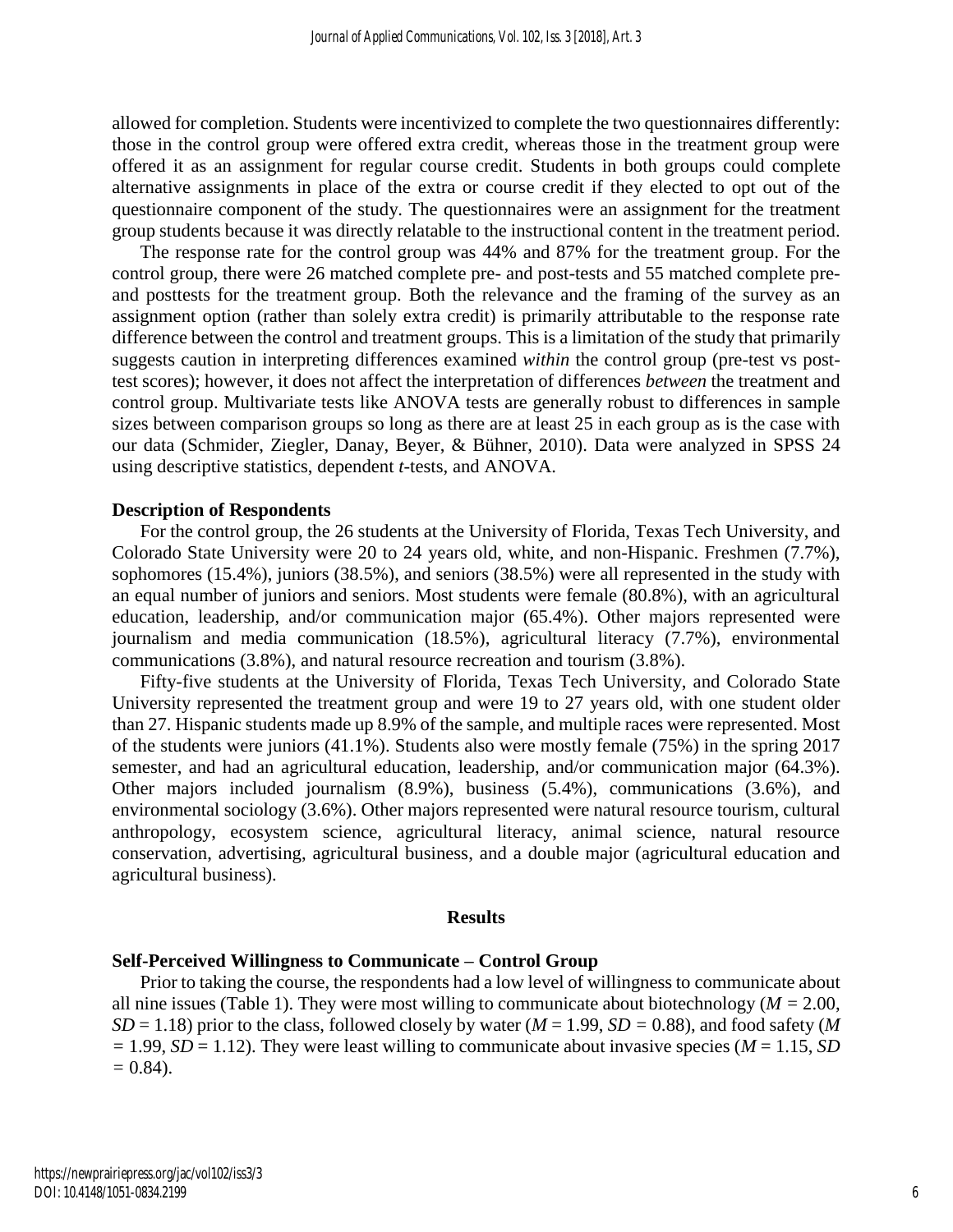allowed for completion. Students were incentivized to complete the two questionnaires differently: those in the control group were offered extra credit, whereas those in the treatment group were offered it as an assignment for regular course credit. Students in both groups could complete alternative assignments in place of the extra or course credit if they elected to opt out of the questionnaire component of the study. The questionnaires were an assignment for the treatment group students because it was directly relatable to the instructional content in the treatment period.

The response rate for the control group was 44% and 87% for the treatment group. For the control group, there were 26 matched complete pre- and post-tests and 55 matched complete pre- and posttests for the treatment group. Both the relevance and the framing of the survey as an assignment option (rather than solely extra credit) is primarily attributable to the response rate difference between the control and treatment groups. This is a limitation of the study that primarily suggests caution in interpreting differences examined *within* the control group (pre-test vs post-test scores); however, it does not affect the interpretation of differences *between* the treatment and control group. Multivariate tests like ANOVA tests are generally robust to differences in sample sizes between comparison groups so long as there are at least 25 in each group as is the case with our data (Schmider, Ziegler, Danay, Beyer, & Bühner, 2010). Data were analyzed in SPSS 24 using descriptive statistics, dependent *t*-tests, and ANOVA.

### Description of Respondents

For the control group, the 26 students at the University of Florida, Texas Tech University, and Colorado State University were 20 to 24 years old, white, and non-Hispanic. Freshmen (7.7%), sophomores (15.4%), juniors (38.5%), and seniors (38.5%) were all represented in the study with an equal number of juniors and seniors. Most students were female (80.8%), with an agricultural education, leadership, and/or communication major (65.4%). Other majors represented were journalism and media communication (18.5%), agricultural literacy (7.7%), environmental communications (3.8%), and natural resource recreation and tourism (3.8%).

Fifty-five students at the University of Florida, Texas Tech University, and Colorado State University represented the treatment group and were 19 to 27 years old, with one student older than 27. Hispanic students made up 8.9% of the sample, and multiple races were represented. Most of the students were juniors (41.1%). Students also were mostly female (75%) in the spring 2017 semester, and had an agricultural education, leadership, and/or communication major (64.3%). Other majors included journalism (8.9%), business (5.4%), communications (3.6%), and environmental sociology (3.6%). Other majors represented were natural resource tourism, cultural anthropology, ecosystem science, agricultural literacy, animal science, natural resource conservation, advertising, agricultural business, and a double major (agricultural education and agricultural business).

## Results

### Self-Perceived Willingness to Communicate – Control Group

Prior to taking the course, the respondents had a low level of willingness to communicate about all nine issues (Table 1). They were most willing to communicate about biotechnology ($M$ = 2.00, $SD$ = 1.18) prior to the class, followed closely by water ($M$ = 1.99, $SD$ = 0.88), and food safety ($M$ = 1.99, $SD$ = 1.12). They were least willing to communicate about invasive species ($M$ = 1.15, $SD$ = 0.84).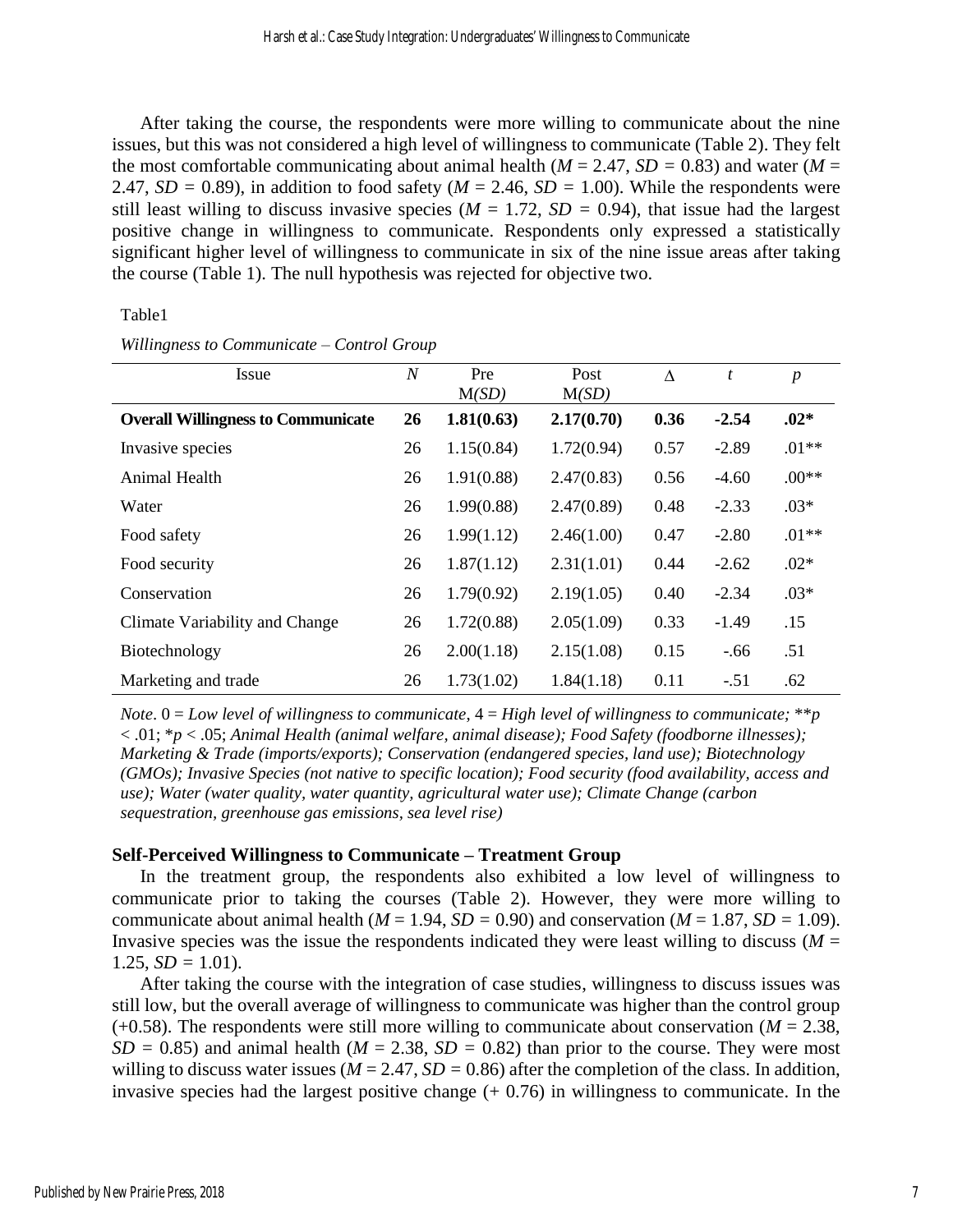After taking the course, the respondents were more willing to communicate about the nine issues, but this was not considered a high level of willingness to communicate (Table 2). They felt the most comfortable communicating about animal health ($M$ = 2.47, $SD$ = 0.83) and water ($M$ = 2.47, $SD$ = 0.89), in addition to food safety ($M$ = 2.46, $SD$ = 1.00). While the respondents were still least willing to discuss invasive species ($M$ = 1.72, $SD$ = 0.94), that issue had the largest positive change in willingness to communicate. Respondents only expressed a statistically significant higher level of willingness to communicate in six of the nine issue areas after taking the course (Table 1). The null hypothesis was rejected for objective two.

Table1

*Willingness to Communicate – Control Group*

| Issue | $N$ | Pre M($SD$) | Post M($SD$) | Δ | $t$ | $p$ |
|---|---|---|---|---|---|---|
| **Overall Willingness to Communicate** | **26** | **1.81(0.63)** | **2.17(0.70)** | **0.36** | **-2.54** | **.02*** |
| Invasive species | 26 | 1.15(0.84) | 1.72(0.94) | 0.57 | -2.89 | .01** |
| Animal Health | 26 | 1.91(0.88) | 2.47(0.83) | 0.56 | -4.60 | .00** |
| Water | 26 | 1.99(0.88) | 2.47(0.89) | 0.48 | -2.33 | .03* |
| Food safety | 26 | 1.99(1.12) | 2.46(1.00) | 0.47 | -2.80 | .01** |
| Food security | 26 | 1.87(1.12) | 2.31(1.01) | 0.44 | -2.62 | .02* |
| Conservation | 26 | 1.79(0.92) | 2.19(1.05) | 0.40 | -2.34 | .03* |
| Climate Variability and Change | 26 | 1.72(0.88) | 2.05(1.09) | 0.33 | -1.49 | .15 |
| Biotechnology | 26 | 2.00(1.18) | 2.15(1.08) | 0.15 | -.66 | .51 |
| Marketing and trade | 26 | 1.73(1.02) | 1.84(1.18) | 0.11 | -.51 | .62 |

*Note*. 0 = *Low level of willingness to communicate*, 4 = *High level of willingness to communicate;* **$p < .01$; *$p < .05$; *Animal Health (animal welfare, animal disease); Food Safety (foodborne illnesses); Marketing & Trade (imports/exports); Conservation (endangered species, land use); Biotechnology (GMOs); Invasive Species (not native to specific location); Food security (food availability, access and use); Water (water quality, water quantity, agricultural water use); Climate Change (carbon sequestration, greenhouse gas emissions, sea level rise)*

### Self-Perceived Willingness to Communicate – Treatment Group

In the treatment group, the respondents also exhibited a low level of willingness to communicate prior to taking the courses (Table 2). However, they were more willing to communicate about animal health ($M$ = 1.94, $SD$ = 0.90) and conservation ($M$ = 1.87, $SD$ = 1.09). Invasive species was the issue the respondents indicated they were least willing to discuss ($M$ = 1.25, $SD$ = 1.01).

After taking the course with the integration of case studies, willingness to discuss issues was still low, but the overall average of willingness to communicate was higher than the control group (+0.58). The respondents were still more willing to communicate about conservation ($M$ = 2.38, $SD$ = 0.85) and animal health ($M$ = 2.38, $SD$ = 0.82) than prior to the course. They were most willing to discuss water issues ($M$ = 2.47, $SD$ = 0.86) after the completion of the class. In addition, invasive species had the largest positive change (+ 0.76) in willingness to communicate. In the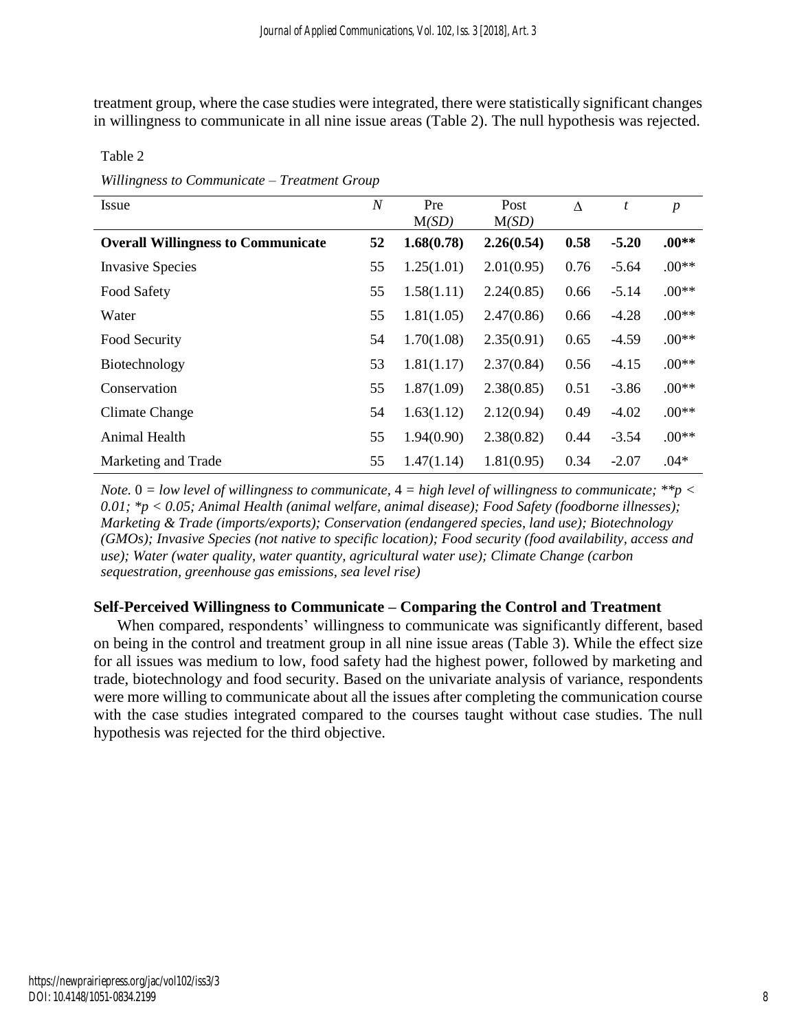treatment group, where the case studies were integrated, there were statistically significant changes in willingness to communicate in all nine issue areas (Table 2). The null hypothesis was rejected.

Table 2

*Willingness to Communicate – Treatment Group*

| Issue | $N$ | Pre M(*SD*) | Post M(*SD*) | Δ | $t$ | $p$ |
|---|---|---|---|---|---|---|
| **Overall Willingness to Communicate** | **52** | **1.68(0.78)** | **2.26(0.54)** | **0.58** | **-5.20** | **.00**** |
| Invasive Species | 55 | 1.25(1.01) | 2.01(0.95) | 0.76 | -5.64 | .00** |
| Food Safety | 55 | 1.58(1.11) | 2.24(0.85) | 0.66 | -5.14 | .00** |
| Water | 55 | 1.81(1.05) | 2.47(0.86) | 0.66 | -4.28 | .00** |
| Food Security | 54 | 1.70(1.08) | 2.35(0.91) | 0.65 | -4.59 | .00** |
| Biotechnology | 53 | 1.81(1.17) | 2.37(0.84) | 0.56 | -4.15 | .00** |
| Conservation | 55 | 1.87(1.09) | 2.38(0.85) | 0.51 | -3.86 | .00** |
| Climate Change | 54 | 1.63(1.12) | 2.12(0.94) | 0.49 | -4.02 | .00** |
| Animal Health | 55 | 1.94(0.90) | 2.38(0.82) | 0.44 | -3.54 | .00** |
| Marketing and Trade | 55 | 1.47(1.14) | 1.81(0.95) | 0.34 | -2.07 | .04* |

*Note.* 0 = *low level of willingness to communicate,* 4 = *high level of willingness to communicate; \*\*p < 0.01; \*p < 0.05; Animal Health (animal welfare, animal disease); Food Safety (foodborne illnesses); Marketing & Trade (imports/exports); Conservation (endangered species, land use); Biotechnology (GMOs); Invasive Species (not native to specific location); Food security (food availability, access and use); Water (water quality, water quantity, agricultural water use); Climate Change (carbon sequestration, greenhouse gas emissions, sea level rise)*

### Self-Perceived Willingness to Communicate – Comparing the Control and Treatment

When compared, respondents' willingness to communicate was significantly different, based on being in the control and treatment group in all nine issue areas (Table 3). While the effect size for all issues was medium to low, food safety had the highest power, followed by marketing and trade, biotechnology and food security. Based on the univariate analysis of variance, respondents were more willing to communicate about all the issues after completing the communication course with the case studies integrated compared to the courses taught without case studies. The null hypothesis was rejected for the third objective.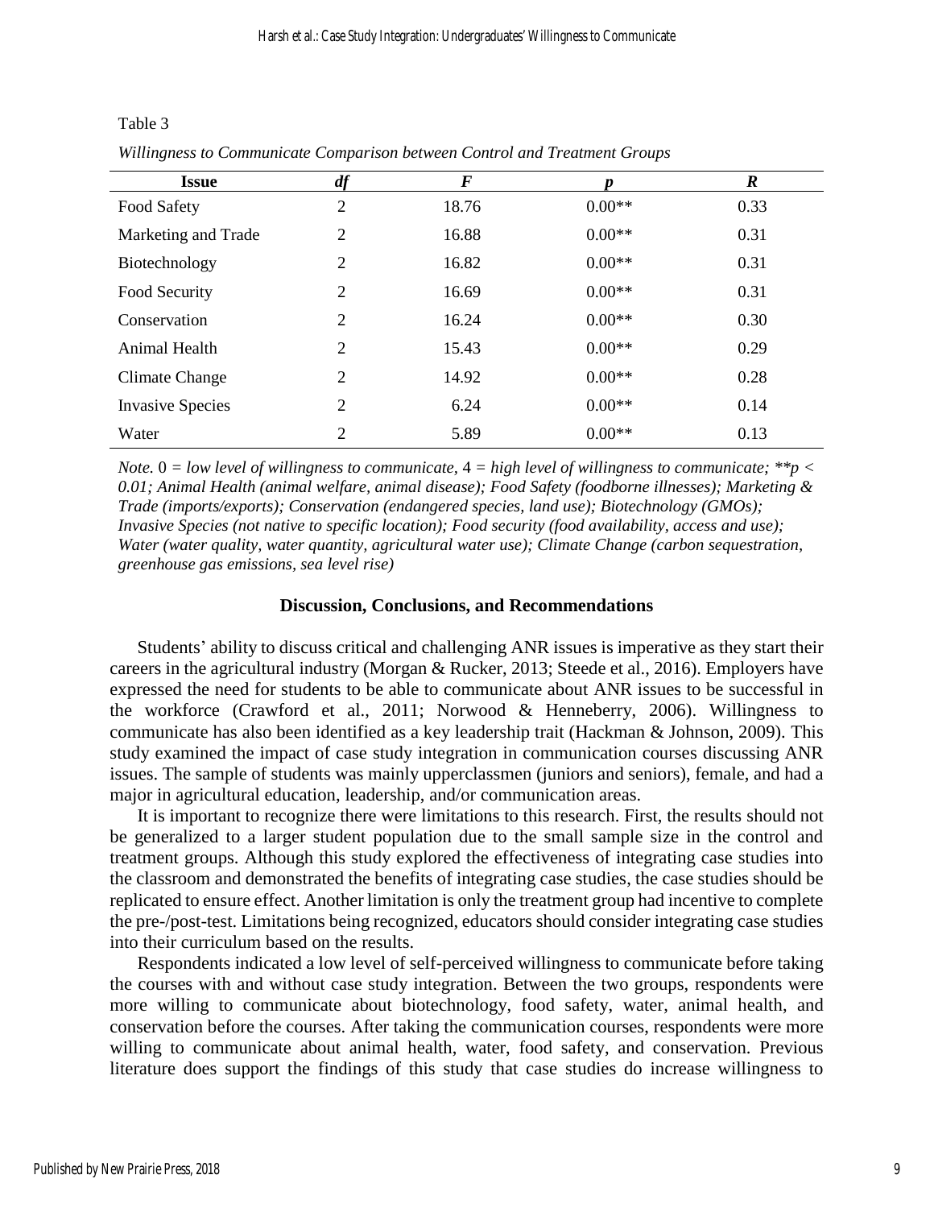Table 3

*Willingness to Communicate Comparison between Control and Treatment Groups*

| Issue | *df* | *F* | *p* | *R* |
|---|---|---|---|---|
| Food Safety | 2 | 18.76 | 0.00** | 0.33 |
| Marketing and Trade | 2 | 16.88 | 0.00** | 0.31 |
| Biotechnology | 2 | 16.82 | 0.00** | 0.31 |
| Food Security | 2 | 16.69 | 0.00** | 0.31 |
| Conservation | 2 | 16.24 | 0.00** | 0.30 |
| Animal Health | 2 | 15.43 | 0.00** | 0.29 |
| Climate Change | 2 | 14.92 | 0.00** | 0.28 |
| Invasive Species | 2 | 6.24 | 0.00** | 0.14 |
| Water | 2 | 5.89 | 0.00** | 0.13 |

*Note.* 0 = *low level of willingness to communicate,* 4 = *high level of willingness to communicate; \*\*p < 0.01; Animal Health (animal welfare, animal disease); Food Safety (foodborne illnesses); Marketing & Trade (imports/exports); Conservation (endangered species, land use); Biotechnology (GMOs); Invasive Species (not native to specific location); Food security (food availability, access and use); Water (water quality, water quantity, agricultural water use); Climate Change (carbon sequestration, greenhouse gas emissions, sea level rise)*

## Discussion, Conclusions, and Recommendations

Students' ability to discuss critical and challenging ANR issues is imperative as they start their careers in the agricultural industry (Morgan & Rucker, 2013; Steede et al., 2016). Employers have expressed the need for students to be able to communicate about ANR issues to be successful in the workforce (Crawford et al., 2011; Norwood & Henneberry, 2006). Willingness to communicate has also been identified as a key leadership trait (Hackman & Johnson, 2009). This study examined the impact of case study integration in communication courses discussing ANR issues. The sample of students was mainly upperclassmen (juniors and seniors), female, and had a major in agricultural education, leadership, and/or communication areas.

It is important to recognize there were limitations to this research. First, the results should not be generalized to a larger student population due to the small sample size in the control and treatment groups. Although this study explored the effectiveness of integrating case studies into the classroom and demonstrated the benefits of integrating case studies, the case studies should be replicated to ensure effect. Another limitation is only the treatment group had incentive to complete the pre-/post-test. Limitations being recognized, educators should consider integrating case studies into their curriculum based on the results.

Respondents indicated a low level of self-perceived willingness to communicate before taking the courses with and without case study integration. Between the two groups, respondents were more willing to communicate about biotechnology, food safety, water, animal health, and conservation before the courses. After taking the communication courses, respondents were more willing to communicate about animal health, water, food safety, and conservation. Previous literature does support the findings of this study that case studies do increase willingness to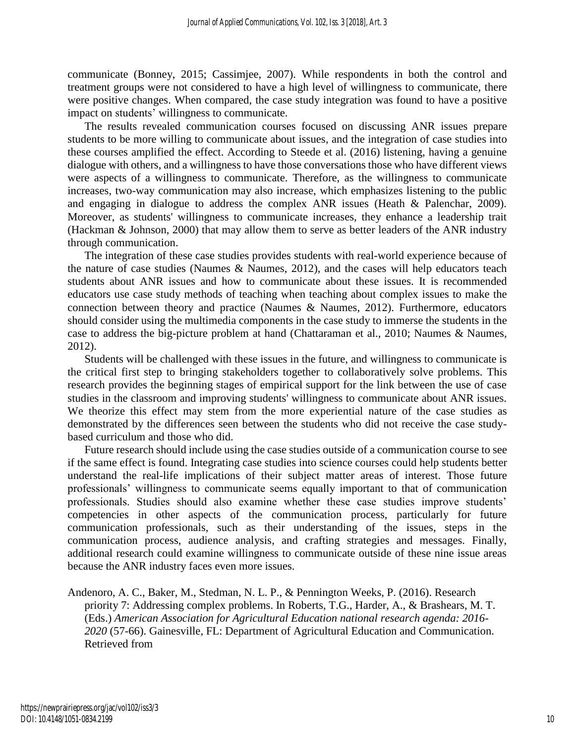communicate (Bonney, 2015; Cassimjee, 2007). While respondents in both the control and treatment groups were not considered to have a high level of willingness to communicate, there were positive changes. When compared, the case study integration was found to have a positive impact on students' willingness to communicate.

The results revealed communication courses focused on discussing ANR issues prepare students to be more willing to communicate about issues, and the integration of case studies into these courses amplified the effect. According to Steede et al. (2016) listening, having a genuine dialogue with others, and a willingness to have those conversations those who have different views were aspects of a willingness to communicate. Therefore, as the willingness to communicate increases, two-way communication may also increase, which emphasizes listening to the public and engaging in dialogue to address the complex ANR issues (Heath & Palenchar, 2009). Moreover, as students' willingness to communicate increases, they enhance a leadership trait (Hackman & Johnson, 2000) that may allow them to serve as better leaders of the ANR industry through communication.

The integration of these case studies provides students with real-world experience because of the nature of case studies (Naumes & Naumes, 2012), and the cases will help educators teach students about ANR issues and how to communicate about these issues. It is recommended educators use case study methods of teaching when teaching about complex issues to make the connection between theory and practice (Naumes & Naumes, 2012). Furthermore, educators should consider using the multimedia components in the case study to immerse the students in the case to address the big-picture problem at hand (Chattaraman et al., 2010; Naumes & Naumes, 2012).

Students will be challenged with these issues in the future, and willingness to communicate is the critical first step to bringing stakeholders together to collaboratively solve problems. This research provides the beginning stages of empirical support for the link between the use of case studies in the classroom and improving students' willingness to communicate about ANR issues. We theorize this effect may stem from the more experiential nature of the case studies as demonstrated by the differences seen between the students who did not receive the case study-based curriculum and those who did.

Future research should include using the case studies outside of a communication course to see if the same effect is found. Integrating case studies into science courses could help students better understand the real-life implications of their subject matter areas of interest. Those future professionals' willingness to communicate seems equally important to that of communication professionals. Studies should also examine whether these case studies improve students' competencies in other aspects of the communication process, particularly for future communication professionals, such as their understanding of the issues, steps in the communication process, audience analysis, and crafting strategies and messages. Finally, additional research could examine willingness to communicate outside of these nine issue areas because the ANR industry faces even more issues.

Andenoro, A. C., Baker, M., Stedman, N. L. P., & Pennington Weeks, P. (2016). Research priority 7: Addressing complex problems. In Roberts, T.G., Harder, A., & Brashears, M. T. (Eds.) *American Association for Agricultural Education national research agenda: 2016-2020* (57-66). Gainesville, FL: Department of Agricultural Education and Communication. Retrieved from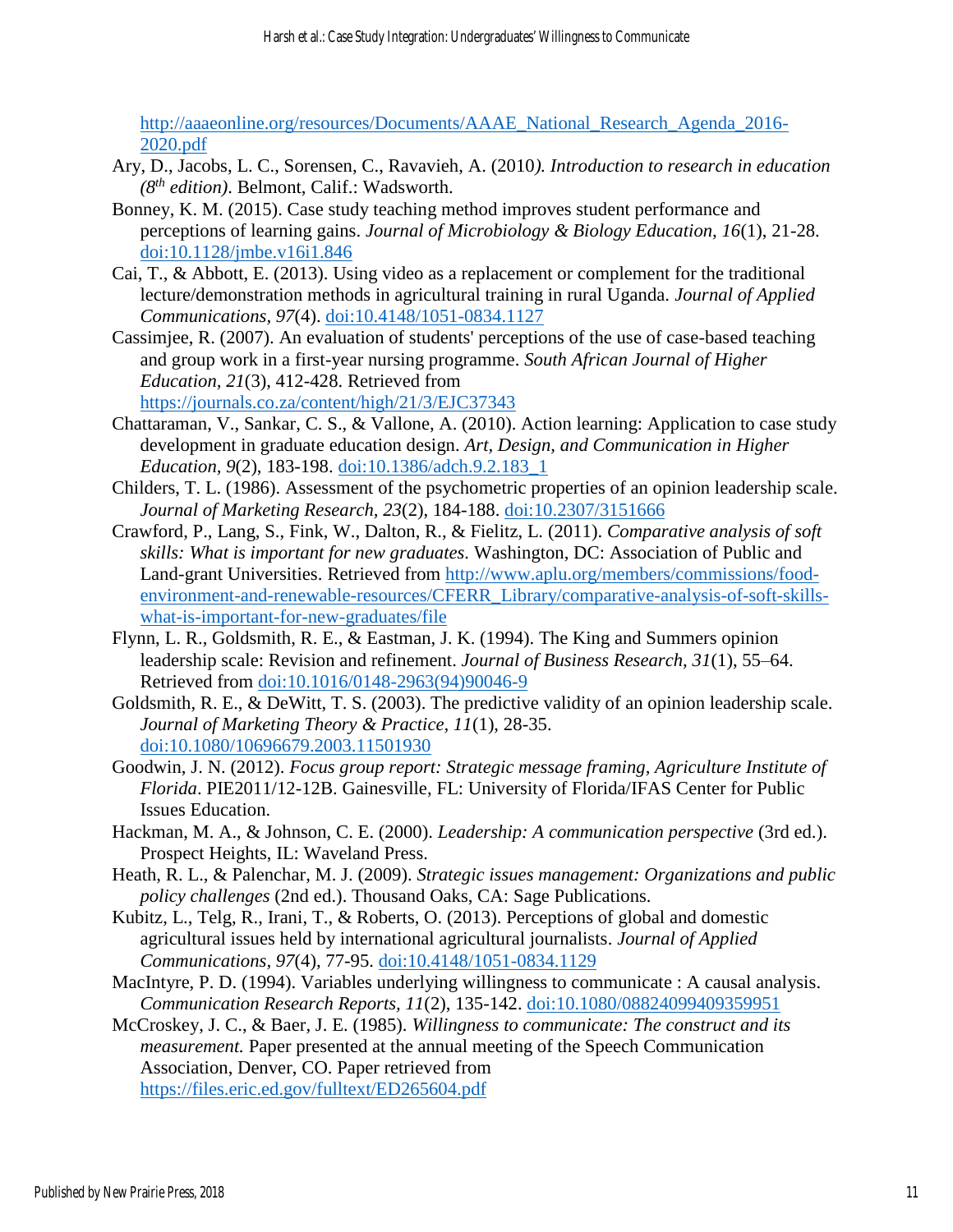http://aaaeonline.org/resources/Documents/AAAE_National_Research_Agenda_2016-2020.pdf

Ary, D., Jacobs, L. C., Sorensen, C., Ravavieh, A. (2010). *Introduction to research in education (8th edition)*. Belmont, Calif.: Wadsworth.

Bonney, K. M. (2015). Case study teaching method improves student performance and perceptions of learning gains. *Journal of Microbiology & Biology Education, 16*(1), 21-28. doi:10.1128/jmbe.v16i1.846

Cai, T., & Abbott, E. (2013). Using video as a replacement or complement for the traditional lecture/demonstration methods in agricultural training in rural Uganda. *Journal of Applied Communications, 97*(4). doi:10.4148/1051-0834.1127

Cassimjee, R. (2007). An evaluation of students' perceptions of the use of case-based teaching and group work in a first-year nursing programme. *South African Journal of Higher Education, 21*(3), 412-428. Retrieved from https://journals.co.za/content/high/21/3/EJC37343

Chattaraman, V., Sankar, C. S., & Vallone, A. (2010). Action learning: Application to case study development in graduate education design. *Art, Design, and Communication in Higher Education, 9*(2), 183-198. doi:10.1386/adch.9.2.183_1

Childers, T. L. (1986). Assessment of the psychometric properties of an opinion leadership scale. *Journal of Marketing Research, 23*(2), 184-188. doi:10.2307/3151666

Crawford, P., Lang, S., Fink, W., Dalton, R., & Fielitz, L. (2011). *Comparative analysis of soft skills: What is important for new graduates*. Washington, DC: Association of Public and Land-grant Universities. Retrieved from http://www.aplu.org/members/commissions/food-environment-and-renewable-resources/CFERR_Library/comparative-analysis-of-soft-skills-what-is-important-for-new-graduates/file

Flynn, L. R., Goldsmith, R. E., & Eastman, J. K. (1994). The King and Summers opinion leadership scale: Revision and refinement. *Journal of Business Research, 31*(1), 55–64. Retrieved from doi:10.1016/0148-2963(94)90046-9

Goldsmith, R. E., & DeWitt, T. S. (2003). The predictive validity of an opinion leadership scale. *Journal of Marketing Theory & Practice, 11*(1), 28-35. doi:10.1080/10696679.2003.11501930

Goodwin, J. N. (2012). *Focus group report: Strategic message framing, Agriculture Institute of Florida*. PIE2011/12-12B. Gainesville, FL: University of Florida/IFAS Center for Public Issues Education.

Hackman, M. A., & Johnson, C. E. (2000). *Leadership: A communication perspective* (3rd ed.). Prospect Heights, IL: Waveland Press.

Heath, R. L., & Palenchar, M. J. (2009). *Strategic issues management: Organizations and public policy challenges* (2nd ed.). Thousand Oaks, CA: Sage Publications.

Kubitz, L., Telg, R., Irani, T., & Roberts, O. (2013). Perceptions of global and domestic agricultural issues held by international agricultural journalists. *Journal of Applied Communications, 97*(4), 77-95. doi:10.4148/1051-0834.1129

MacIntyre, P. D. (1994). Variables underlying willingness to communicate : A causal analysis. *Communication Research Reports, 11*(2), 135-142. doi:10.1080/08824099409359951

McCroskey, J. C., & Baer, J. E. (1985). *Willingness to communicate: The construct and its measurement.* Paper presented at the annual meeting of the Speech Communication Association, Denver, CO. Paper retrieved from https://files.eric.ed.gov/fulltext/ED265604.pdf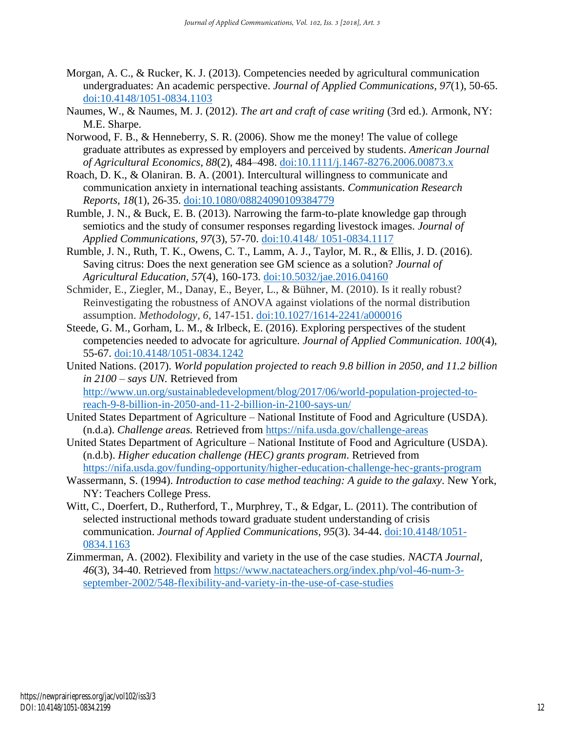Morgan, A. C., & Rucker, K. J. (2013). Competencies needed by agricultural communication undergraduates: An academic perspective. *Journal of Applied Communications, 97*(1), 50-65. doi:10.4148/1051-0834.1103

Naumes, W., & Naumes, M. J. (2012). *The art and craft of case writing* (3rd ed.). Armonk, NY: M.E. Sharpe.

Norwood, F. B., & Henneberry, S. R. (2006). Show me the money! The value of college graduate attributes as expressed by employers and perceived by students. *American Journal of Agricultural Economics, 88*(2), 484–498. doi:10.1111/j.1467-8276.2006.00873.x

Roach, D. K., & Olaniran. B. A. (2001). Intercultural willingness to communicate and communication anxiety in international teaching assistants. *Communication Research Reports, 18*(1), 26-35. doi:10.1080/08824090109384779

Rumble, J. N., & Buck, E. B. (2013). Narrowing the farm-to-plate knowledge gap through semiotics and the study of consumer responses regarding livestock images. *Journal of Applied Communications, 97*(3), 57-70. doi:10.4148/ 1051-0834.1117

Rumble, J. N., Ruth, T. K., Owens, C. T., Lamm, A. J., Taylor, M. R., & Ellis, J. D. (2016). Saving citrus: Does the next generation see GM science as a solution? *Journal of Agricultural Education, 57*(4), 160-173. doi:10.5032/jae.2016.04160

Schmider, E., Ziegler, M., Danay, E., Beyer, L., & Bühner, M. (2010). Is it really robust? Reinvestigating the robustness of ANOVA against violations of the normal distribution assumption. *Methodology, 6*, 147-151. doi:10.1027/1614-2241/a000016

Steede, G. M., Gorham, L. M., & Irlbeck, E. (2016). Exploring perspectives of the student competencies needed to advocate for agriculture. *Journal of Applied Communication. 100*(4), 55-67. doi:10.4148/1051-0834.1242

United Nations. (2017). *World population projected to reach 9.8 billion in 2050, and 11.2 billion in 2100 – says UN.* Retrieved from http://www.un.org/sustainabledevelopment/blog/2017/06/world-population-projected-to-reach-9-8-billion-in-2050-and-11-2-billion-in-2100-says-un/

United States Department of Agriculture – National Institute of Food and Agriculture (USDA). (n.d.a). *Challenge areas.* Retrieved from https://nifa.usda.gov/challenge-areas

United States Department of Agriculture – National Institute of Food and Agriculture (USDA). (n.d.b). *Higher education challenge (HEC) grants program*. Retrieved from https://nifa.usda.gov/funding-opportunity/higher-education-challenge-hec-grants-program

Wassermann, S. (1994). *Introduction to case method teaching: A guide to the galaxy*. New York, NY: Teachers College Press.

Witt, C., Doerfert, D., Rutherford, T., Murphrey, T., & Edgar, L. (2011). The contribution of selected instructional methods toward graduate student understanding of crisis communication. *Journal of Applied Communications, 95*(3). 34-44. doi:10.4148/1051-0834.1163

Zimmerman, A. (2002). Flexibility and variety in the use of the case studies. *NACTA Journal, 46*(3), 34-40. Retrieved from https://www.nactateachers.org/index.php/vol-46-num-3-september-2002/548-flexibility-and-variety-in-the-use-of-case-studies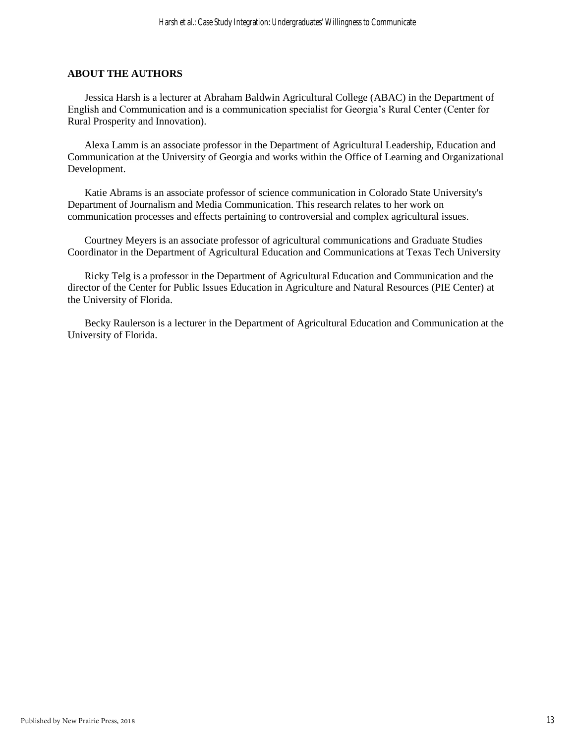## ABOUT THE AUTHORS

Jessica Harsh is a lecturer at Abraham Baldwin Agricultural College (ABAC) in the Department of English and Communication and is a communication specialist for Georgia's Rural Center (Center for Rural Prosperity and Innovation).

Alexa Lamm is an associate professor in the Department of Agricultural Leadership, Education and Communication at the University of Georgia and works within the Office of Learning and Organizational Development.

Katie Abrams is an associate professor of science communication in Colorado State University's Department of Journalism and Media Communication. This research relates to her work on communication processes and effects pertaining to controversial and complex agricultural issues.

Courtney Meyers is an associate professor of agricultural communications and Graduate Studies Coordinator in the Department of Agricultural Education and Communications at Texas Tech University

Ricky Telg is a professor in the Department of Agricultural Education and Communication and the director of the Center for Public Issues Education in Agriculture and Natural Resources (PIE Center) at the University of Florida.

Becky Raulerson is a lecturer in the Department of Agricultural Education and Communication at the University of Florida.